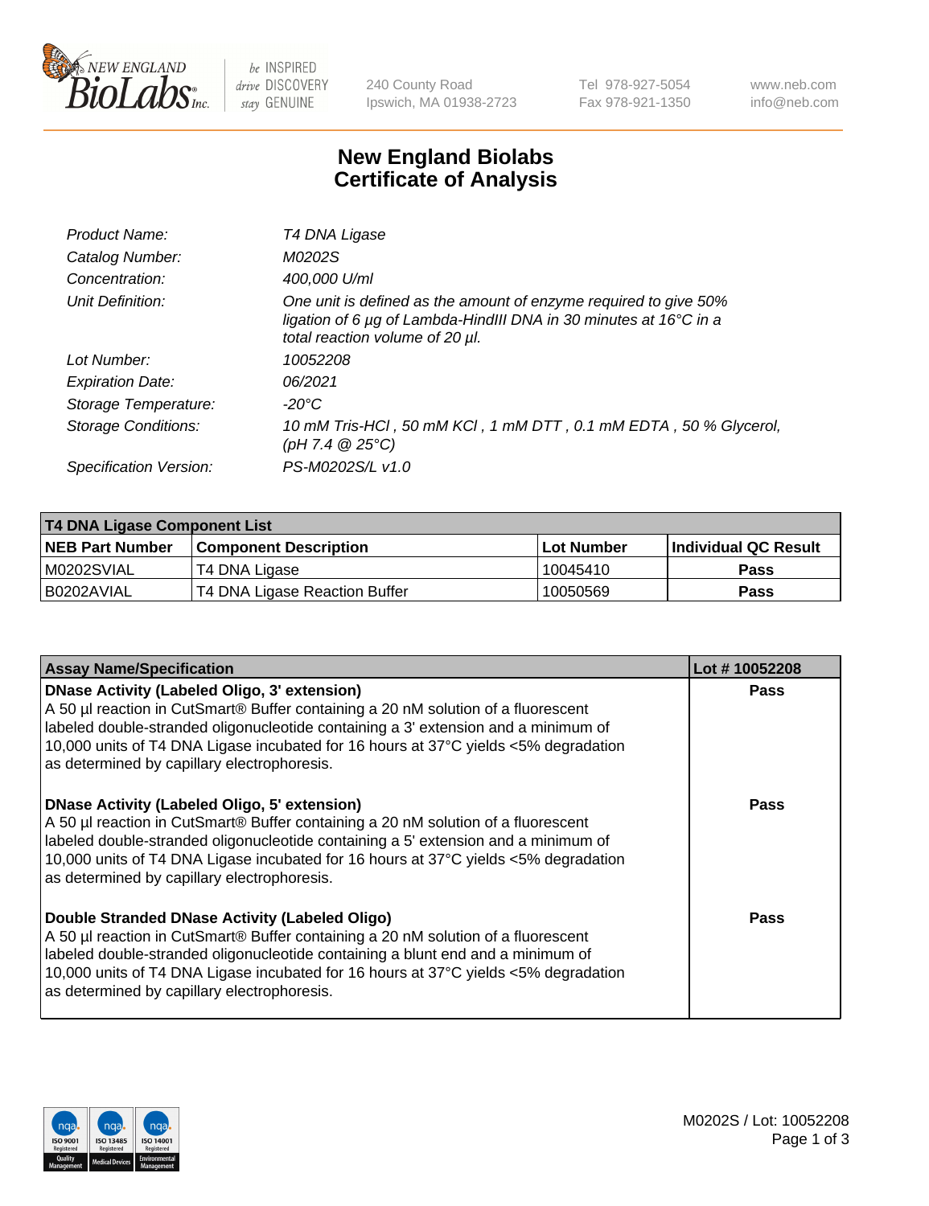# New England Biolabs Certificate of Analysis

| | |
|---|---|
| *Product Name:* | *T4 DNA Ligase* |
| *Catalog Number:* | *M0202S* |
| *Concentration:* | *400,000 U/ml* |
| *Unit Definition:* | *One unit is defined as the amount of enzyme required to give 50% ligation of 6 µg of Lambda-HindIII DNA in 30 minutes at 16°C in a total reaction volume of 20 µl.* |
| *Lot Number:* | *10052208* |
| *Expiration Date:* | *06/2021* |
| *Storage Temperature:* | *-20°C* |
| *Storage Conditions:* | *10 mM Tris-HCl , 50 mM KCl , 1 mM DTT , 0.1 mM EDTA , 50 % Glycerol, (pH 7.4 @ 25°C)* |
| *Specification Version:* | *PS-M0202S/L v1.0* |

**T4 DNA Ligase Component List**

| NEB Part Number | Component Description | Lot Number | Individual QC Result |
|---|---|---|---|
| M0202SVIAL | T4 DNA Ligase | 10045410 | Pass |
| B0202AVIAL | T4 DNA Ligase Reaction Buffer | 10050569 | Pass |

| Assay Name/Specification | Lot # 10052208 |
|---|---|
| **DNase Activity (Labeled Oligo, 3' extension)**<br>A 50 µl reaction in CutSmart® Buffer containing a 20 nM solution of a fluorescent labeled double-stranded oligonucleotide containing a 3' extension and a minimum of 10,000 units of T4 DNA Ligase incubated for 16 hours at 37°C yields <5% degradation as determined by capillary electrophoresis. | Pass |
| **DNase Activity (Labeled Oligo, 5' extension)**<br>A 50 µl reaction in CutSmart® Buffer containing a 20 nM solution of a fluorescent labeled double-stranded oligonucleotide containing a 5' extension and a minimum of 10,000 units of T4 DNA Ligase incubated for 16 hours at 37°C yields <5% degradation as determined by capillary electrophoresis. | Pass |
| **Double Stranded DNase Activity (Labeled Oligo)**<br>A 50 µl reaction in CutSmart® Buffer containing a 20 nM solution of a fluorescent labeled double-stranded oligonucleotide containing a blunt end and a minimum of 10,000 units of T4 DNA Ligase incubated for 16 hours at 37°C yields <5% degradation as determined by capillary electrophoresis. | Pass |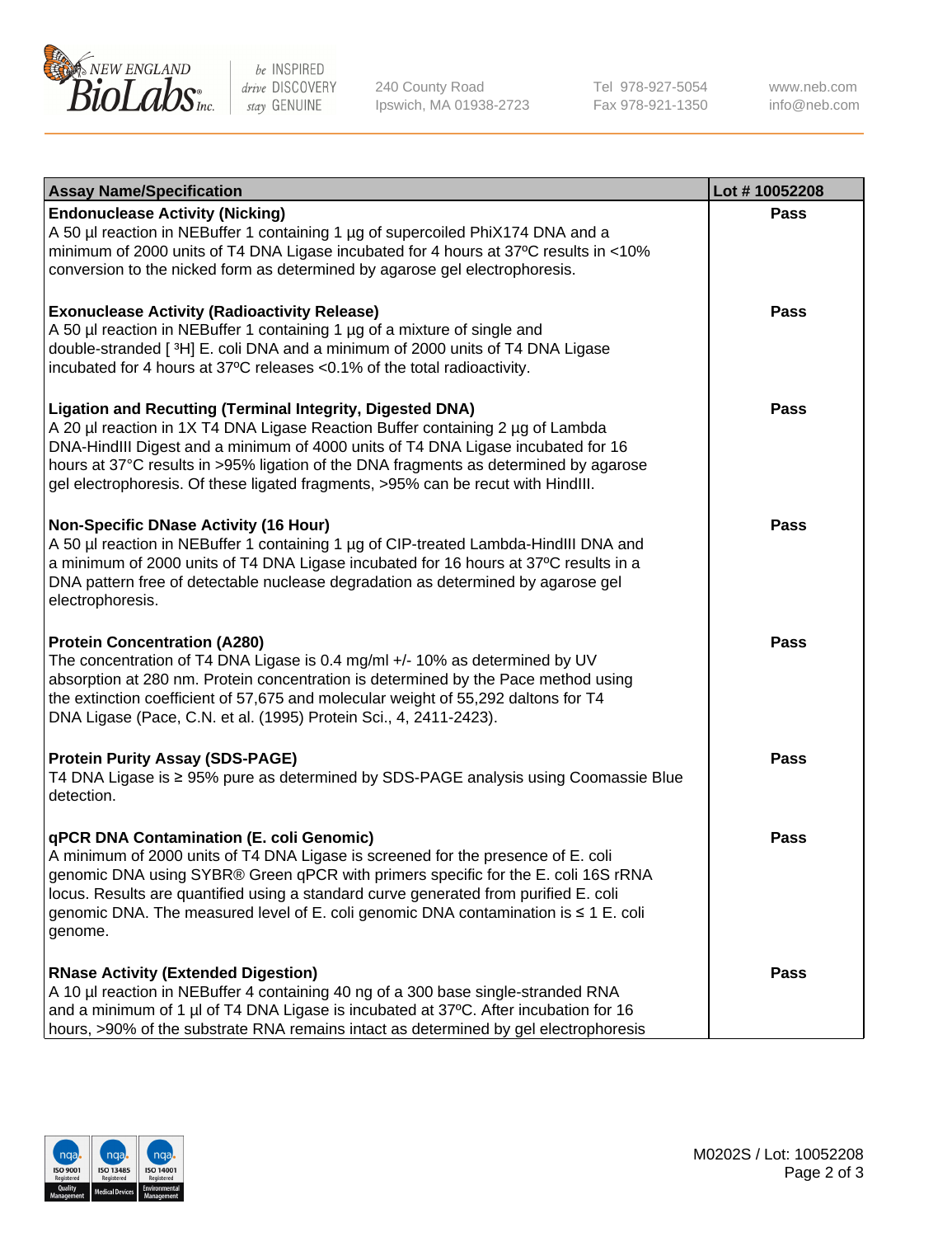| Assay Name/Specification | Lot # 10052208 |
|---|---|
| **Endonuclease Activity (Nicking)**<br>A 50 µl reaction in NEBuffer 1 containing 1 µg of supercoiled PhiX174 DNA and a minimum of 2000 units of T4 DNA Ligase incubated for 4 hours at 37ºC results in <10% conversion to the nicked form as determined by agarose gel electrophoresis. | Pass |
| **Exonuclease Activity (Radioactivity Release)**<br>A 50 µl reaction in NEBuffer 1 containing 1 µg of a mixture of single and double-stranded [ $^3$H] E. coli DNA and a minimum of 2000 units of T4 DNA Ligase incubated for 4 hours at 37ºC releases <0.1% of the total radioactivity. | Pass |
| **Ligation and Recutting (Terminal Integrity, Digested DNA)**<br>A 20 µl reaction in 1X T4 DNA Ligase Reaction Buffer containing 2 µg of Lambda DNA-HindIII Digest and a minimum of 4000 units of T4 DNA Ligase incubated for 16 hours at 37°C results in >95% ligation of the DNA fragments as determined by agarose gel electrophoresis. Of these ligated fragments, >95% can be recut with HindIII. | Pass |
| **Non-Specific DNase Activity (16 Hour)**<br>A 50 µl reaction in NEBuffer 1 containing 1 µg of CIP-treated Lambda-HindIII DNA and a minimum of 2000 units of T4 DNA Ligase incubated for 16 hours at 37ºC results in a DNA pattern free of detectable nuclease degradation as determined by agarose gel electrophoresis. | Pass |
| **Protein Concentration (A280)**<br>The concentration of T4 DNA Ligase is 0.4 mg/ml +/- 10% as determined by UV absorption at 280 nm. Protein concentration is determined by the Pace method using the extinction coefficient of 57,675 and molecular weight of 55,292 daltons for T4 DNA Ligase (Pace, C.N. et al. (1995) Protein Sci., 4, 2411-2423). | Pass |
| **Protein Purity Assay (SDS-PAGE)**<br>T4 DNA Ligase is ≥ 95% pure as determined by SDS-PAGE analysis using Coomassie Blue detection. | Pass |
| **qPCR DNA Contamination (E. coli Genomic)**<br>A minimum of 2000 units of T4 DNA Ligase is screened for the presence of E. coli genomic DNA using SYBR® Green qPCR with primers specific for the E. coli 16S rRNA locus. Results are quantified using a standard curve generated from purified E. coli genomic DNA. The measured level of E. coli genomic DNA contamination is ≤ 1 E. coli genome. | Pass |
| **RNase Activity (Extended Digestion)**<br>A 10 µl reaction in NEBuffer 4 containing 40 ng of a 300 base single-stranded RNA and a minimum of 1 µl of T4 DNA Ligase is incubated at 37ºC. After incubation for 16 hours, >90% of the substrate RNA remains intact as determined by gel electrophoresis | Pass |

M0202S / Lot: 10052208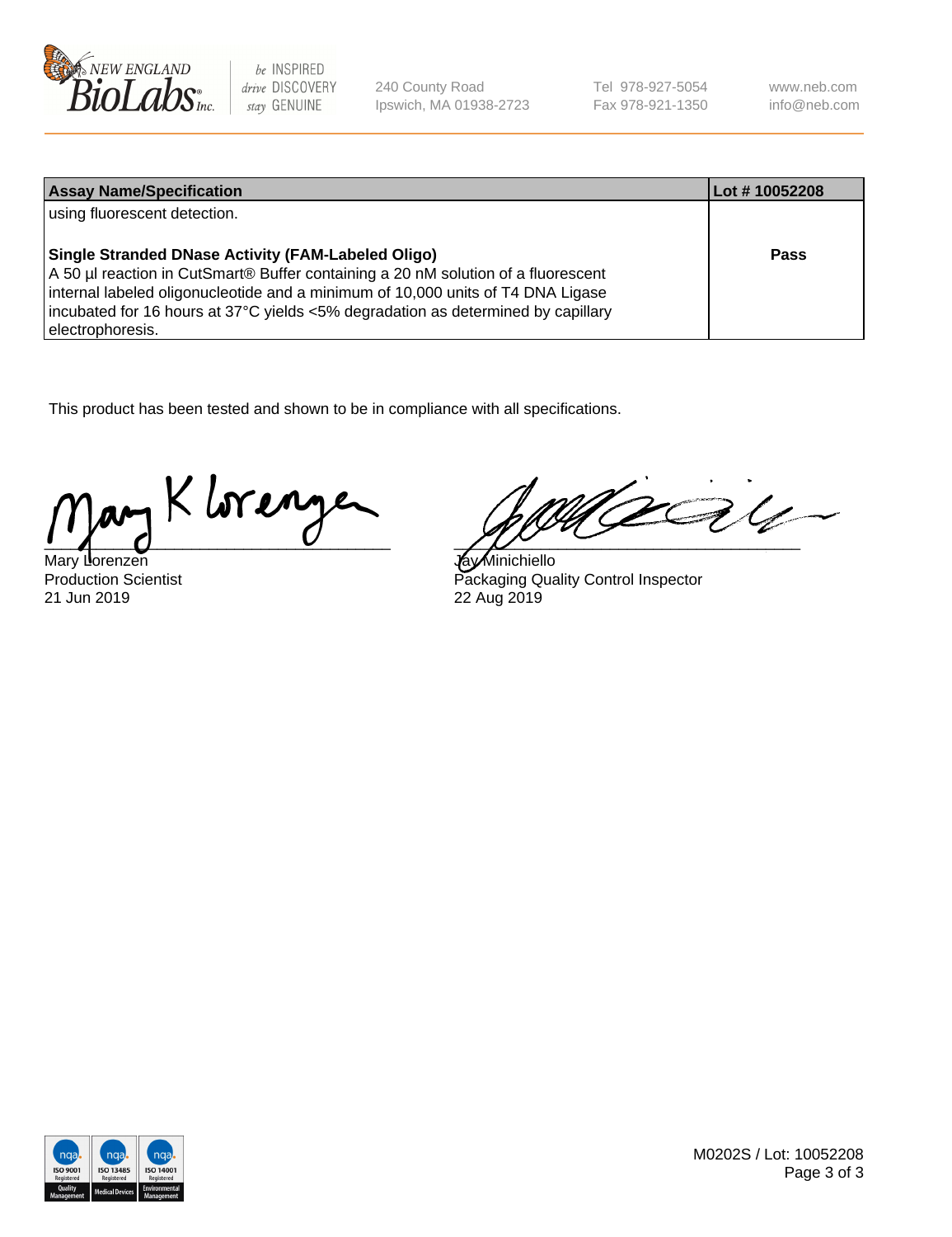| Assay Name/Specification | Lot # 10052208 |
| --- | --- |
| using fluorescent detection. | |
| **Single Stranded DNase Activity (FAM-Labeled Oligo)**<br>A 50 µl reaction in CutSmart® Buffer containing a 20 nM solution of a fluorescent internal labeled oligonucleotide and a minimum of 10,000 units of T4 DNA Ligase incubated for 16 hours at 37°C yields <5% degradation as determined by capillary electrophoresis. | **Pass** |

This product has been tested and shown to be in compliance with all specifications.

Mary Lorenzen
Production Scientist
21 Jun 2019

Jay Minichiello
Packaging Quality Control Inspector
22 Aug 2019

M0202S / Lot: 10052208